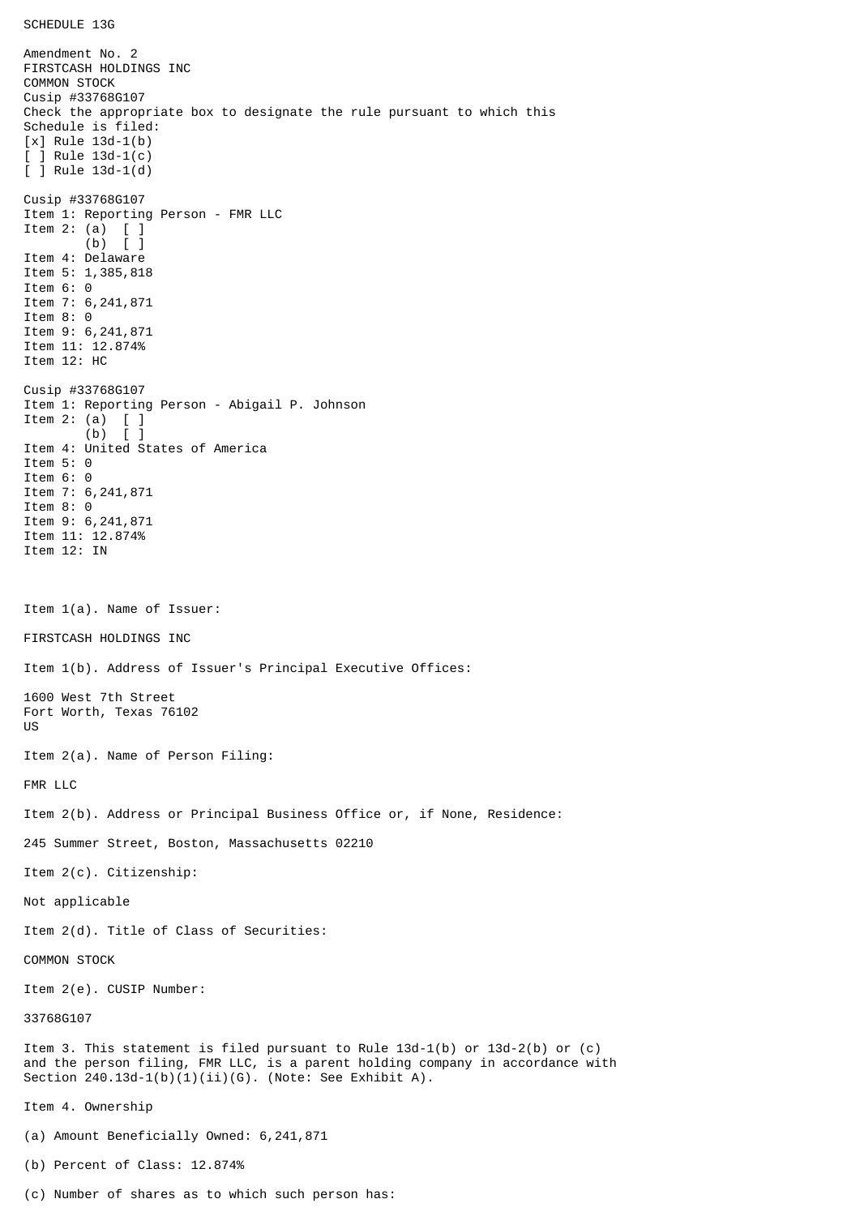SCHEDULE 13G

Amendment No. 2
FIRSTCASH HOLDINGS INC
COMMON STOCK
Cusip #33768G107
Check the appropriate box to designate the rule pursuant to which this Schedule is filed:
[x] Rule 13d-1(b)
[ ] Rule 13d-1(c)
[ ] Rule 13d-1(d)

Cusip #33768G107
Item 1: Reporting Person - FMR LLC
Item 2: (a) [ ]
(b) [ ]
Item 4: Delaware
Item 5: 1,385,818
Item 6: 0
Item 7: 6,241,871
Item 8: 0
Item 9: 6,241,871
Item 11: 12.874%
Item 12: HC

Cusip #33768G107
Item 1: Reporting Person - Abigail P. Johnson
Item 2: (a) [ ]
(b) [ ]
Item 4: United States of America
Item 5: 0
Item 6: 0
Item 7: 6,241,871
Item 8: 0
Item 9: 6,241,871
Item 11: 12.874%
Item 12: IN

Item 1(a). Name of Issuer:

FIRSTCASH HOLDINGS INC

Item 1(b). Address of Issuer's Principal Executive Offices:

1600 West 7th Street
Fort Worth, Texas 76102
US

Item 2(a). Name of Person Filing:

FMR LLC

Item 2(b). Address or Principal Business Office or, if None, Residence:

245 Summer Street, Boston, Massachusetts 02210

Item 2(c). Citizenship:

Not applicable

Item 2(d). Title of Class of Securities:

COMMON STOCK

Item 2(e). CUSIP Number:

33768G107

Item 3. This statement is filed pursuant to Rule 13d-1(b) or 13d-2(b) or (c) and the person filing, FMR LLC, is a parent holding company in accordance with Section 240.13d-1(b)(1)(ii)(G). (Note: See Exhibit A).

Item 4. Ownership

(a) Amount Beneficially Owned: 6,241,871

(b) Percent of Class: 12.874%

(c) Number of shares as to which such person has: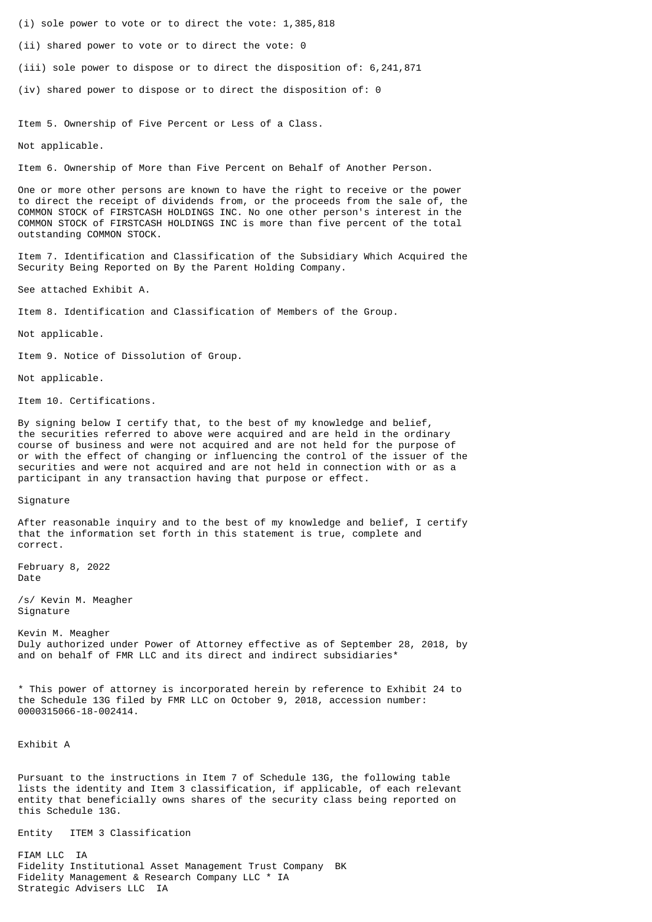(i) sole power to vote or to direct the vote: 1,385,818

(ii) shared power to vote or to direct the vote: 0

(iii) sole power to dispose or to direct the disposition of: 6,241,871

(iv) shared power to dispose or to direct the disposition of: 0

Item 5. Ownership of Five Percent or Less of a Class.

Not applicable.

Item 6. Ownership of More than Five Percent on Behalf of Another Person.

One or more other persons are known to have the right to receive or the power to direct the receipt of dividends from, or the proceeds from the sale of, the COMMON STOCK of FIRSTCASH HOLDINGS INC. No one other person's interest in the COMMON STOCK of FIRSTCASH HOLDINGS INC is more than five percent of the total outstanding COMMON STOCK.

Item 7. Identification and Classification of the Subsidiary Which Acquired the Security Being Reported on By the Parent Holding Company.

See attached Exhibit A.

Item 8. Identification and Classification of Members of the Group.

Not applicable.

Item 9. Notice of Dissolution of Group.

Not applicable.

Item 10. Certifications.

By signing below I certify that, to the best of my knowledge and belief, the securities referred to above were acquired and are held in the ordinary course of business and were not acquired and are not held for the purpose of or with the effect of changing or influencing the control of the issuer of the securities and were not acquired and are not held in connection with or as a participant in any transaction having that purpose or effect.

Signature

After reasonable inquiry and to the best of my knowledge and belief, I certify that the information set forth in this statement is true, complete and correct.

February 8, 2022
Date

/s/ Kevin M. Meagher
Signature

Kevin M. Meagher
Duly authorized under Power of Attorney effective as of September 28, 2018, by and on behalf of FMR LLC and its direct and indirect subsidiaries*

* This power of attorney is incorporated herein by reference to Exhibit 24 to the Schedule 13G filed by FMR LLC on October 9, 2018, accession number: 0000315066-18-002414.

Exhibit A

Pursuant to the instructions in Item 7 of Schedule 13G, the following table lists the identity and Item 3 classification, if applicable, of each relevant entity that beneficially owns shares of the security class being reported on this Schedule 13G.

| Entity | ITEM 3 Classification |
| --- | --- |
| FIAM LLC | IA |
| Fidelity Institutional Asset Management Trust Company | BK |
| Fidelity Management & Research Company LLC * | IA |
| Strategic Advisers LLC | IA |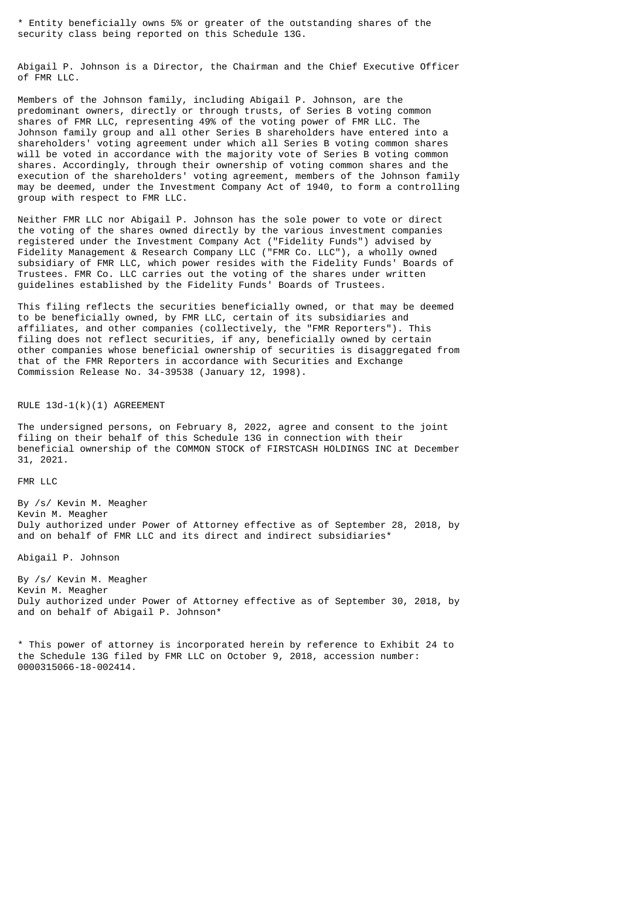* Entity beneficially owns 5% or greater of the outstanding shares of the security class being reported on this Schedule 13G.

Abigail P. Johnson is a Director, the Chairman and the Chief Executive Officer of FMR LLC.

Members of the Johnson family, including Abigail P. Johnson, are the predominant owners, directly or through trusts, of Series B voting common shares of FMR LLC, representing 49% of the voting power of FMR LLC. The Johnson family group and all other Series B shareholders have entered into a shareholders' voting agreement under which all Series B voting common shares will be voted in accordance with the majority vote of Series B voting common shares. Accordingly, through their ownership of voting common shares and the execution of the shareholders' voting agreement, members of the Johnson family may be deemed, under the Investment Company Act of 1940, to form a controlling group with respect to FMR LLC.

Neither FMR LLC nor Abigail P. Johnson has the sole power to vote or direct the voting of the shares owned directly by the various investment companies registered under the Investment Company Act ("Fidelity Funds") advised by Fidelity Management & Research Company LLC ("FMR Co. LLC"), a wholly owned subsidiary of FMR LLC, which power resides with the Fidelity Funds' Boards of Trustees. FMR Co. LLC carries out the voting of the shares under written guidelines established by the Fidelity Funds' Boards of Trustees.

This filing reflects the securities beneficially owned, or that may be deemed to be beneficially owned, by FMR LLC, certain of its subsidiaries and affiliates, and other companies (collectively, the "FMR Reporters"). This filing does not reflect securities, if any, beneficially owned by certain other companies whose beneficial ownership of securities is disaggregated from that of the FMR Reporters in accordance with Securities and Exchange Commission Release No. 34-39538 (January 12, 1998).

RULE 13d-1(k)(1) AGREEMENT

The undersigned persons, on February 8, 2022, agree and consent to the joint filing on their behalf of this Schedule 13G in connection with their beneficial ownership of the COMMON STOCK of FIRSTCASH HOLDINGS INC at December 31, 2021.

FMR LLC

By /s/ Kevin M. Meagher
Kevin M. Meagher
Duly authorized under Power of Attorney effective as of September 28, 2018, by and on behalf of FMR LLC and its direct and indirect subsidiaries*

Abigail P. Johnson

By /s/ Kevin M. Meagher
Kevin M. Meagher
Duly authorized under Power of Attorney effective as of September 30, 2018, by and on behalf of Abigail P. Johnson*

* This power of attorney is incorporated herein by reference to Exhibit 24 to the Schedule 13G filed by FMR LLC on October 9, 2018, accession number: 0000315066-18-002414.